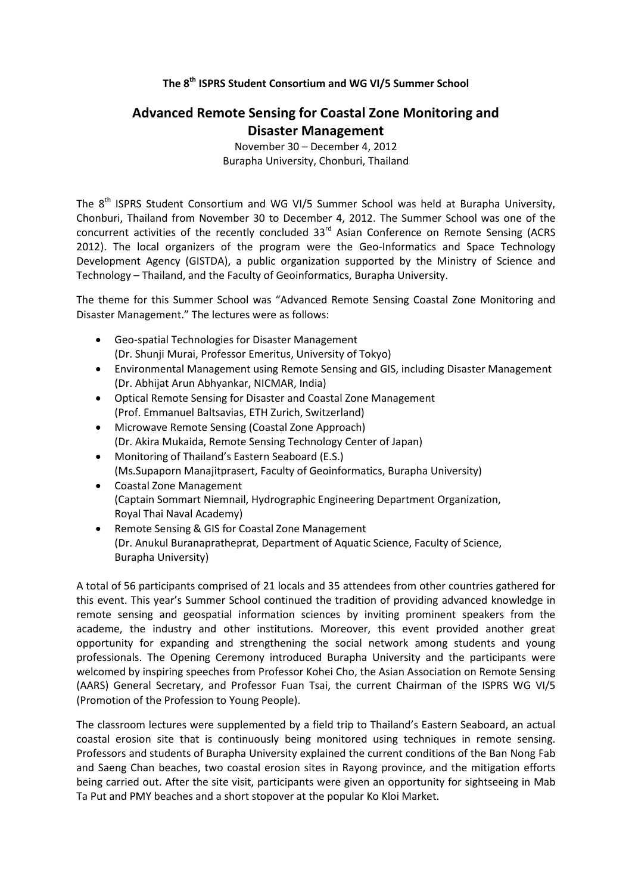**The 8th ISPRS Student Consortium and WG VI/5 Summer School**

# Advanced Remote Sensing for Coastal Zone Monitoring and Disaster Management

November 30 – December 4, 2012
Burapha University, Chonburi, Thailand

The 8th ISPRS Student Consortium and WG VI/5 Summer School was held at Burapha University, Chonburi, Thailand from November 30 to December 4, 2012. The Summer School was one of the concurrent activities of the recently concluded 33rd Asian Conference on Remote Sensing (ACRS 2012). The local organizers of the program were the Geo-Informatics and Space Technology Development Agency (GISTDA), a public organization supported by the Ministry of Science and Technology – Thailand, and the Faculty of Geoinformatics, Burapha University.

The theme for this Summer School was "Advanced Remote Sensing Coastal Zone Monitoring and Disaster Management." The lectures were as follows:

- Geo-spatial Technologies for Disaster Management
  (Dr. Shunji Murai, Professor Emeritus, University of Tokyo)
- Environmental Management using Remote Sensing and GIS, including Disaster Management
  (Dr. Abhijat Arun Abhyankar, NICMAR, India)
- Optical Remote Sensing for Disaster and Coastal Zone Management
  (Prof. Emmanuel Baltsavias, ETH Zurich, Switzerland)
- Microwave Remote Sensing (Coastal Zone Approach)
  (Dr. Akira Mukaida, Remote Sensing Technology Center of Japan)
- Monitoring of Thailand's Eastern Seaboard (E.S.)
  (Ms.Supaporn Manajitprasert, Faculty of Geoinformatics, Burapha University)
- Coastal Zone Management
  (Captain Sommart Niemnail, Hydrographic Engineering Department Organization, Royal Thai Naval Academy)
- Remote Sensing & GIS for Coastal Zone Management
  (Dr. Anukul Buranapratheprat, Department of Aquatic Science, Faculty of Science, Burapha University)

A total of 56 participants comprised of 21 locals and 35 attendees from other countries gathered for this event. This year's Summer School continued the tradition of providing advanced knowledge in remote sensing and geospatial information sciences by inviting prominent speakers from the academe, the industry and other institutions. Moreover, this event provided another great opportunity for expanding and strengthening the social network among students and young professionals. The Opening Ceremony introduced Burapha University and the participants were welcomed by inspiring speeches from Professor Kohei Cho, the Asian Association on Remote Sensing (AARS) General Secretary, and Professor Fuan Tsai, the current Chairman of the ISPRS WG VI/5 (Promotion of the Profession to Young People).

The classroom lectures were supplemented by a field trip to Thailand's Eastern Seaboard, an actual coastal erosion site that is continuously being monitored using techniques in remote sensing. Professors and students of Burapha University explained the current conditions of the Ban Nong Fab and Saeng Chan beaches, two coastal erosion sites in Rayong province, and the mitigation efforts being carried out. After the site visit, participants were given an opportunity for sightseeing in Mab Ta Put and PMY beaches and a short stopover at the popular Ko Kloi Market.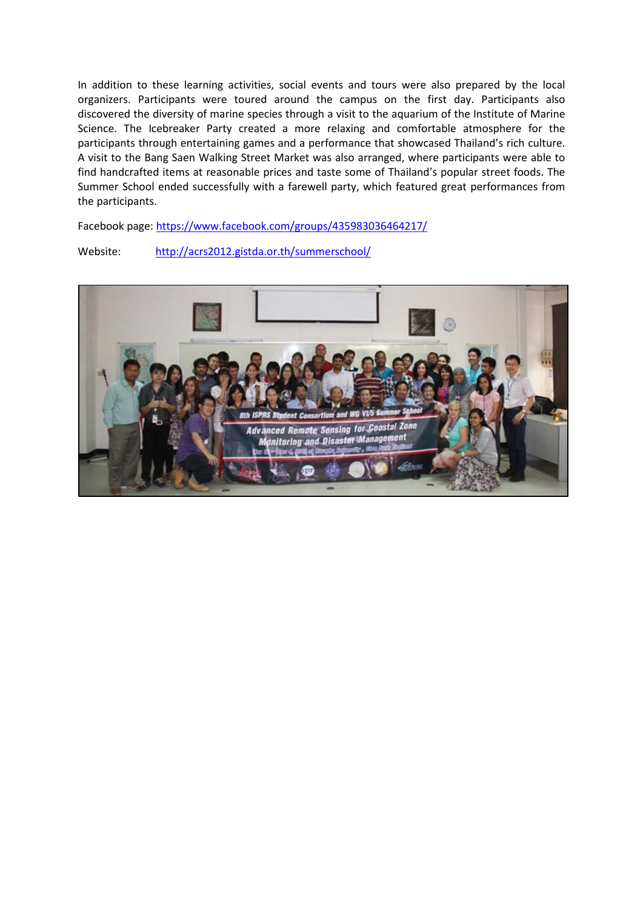In addition to these learning activities, social events and tours were also prepared by the local organizers. Participants were toured around the campus on the first day. Participants also discovered the diversity of marine species through a visit to the aquarium of the Institute of Marine Science. The Icebreaker Party created a more relaxing and comfortable atmosphere for the participants through entertaining games and a performance that showcased Thailand's rich culture. A visit to the Bang Saen Walking Street Market was also arranged, where participants were able to find handcrafted items at reasonable prices and taste some of Thailand's popular street foods. The Summer School ended successfully with a farewell party, which featured great performances from the participants.

Facebook page: https://www.facebook.com/groups/435983036464217/

Website: http://acrs2012.gistda.or.th/summerschool/